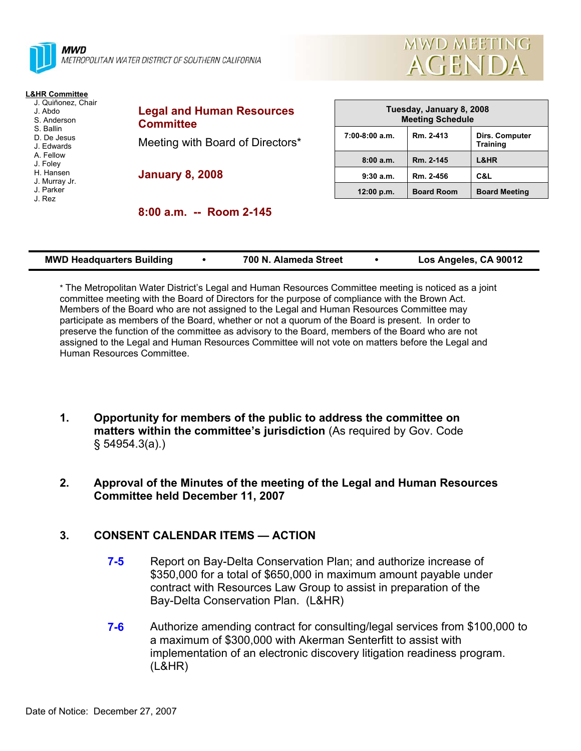**MWD**
*METROPOLITAN WATER DISTRICT OF SOUTHERN CALIFORNIA*

# MWD MEETING AGENDA

**L&HR Committee**
- J. Quiñonez, Chair
- J. Abdo
- S. Anderson
- S. Ballin
- D. De Jesus
- J. Edwards
- A. Fellow
- J. Foley
- H. Hansen
- J. Murray Jr.
- J. Parker
- J. Rez

## Legal and Human Resources Committee

Meeting with Board of Directors*

**January 8, 2008**

**8:00 a.m. -- Room 2-145**

| Tuesday, January 8, 2008 Meeting Schedule | | |
|---|---|---|
| 7:00-8:00 a.m. | Rm. 2-413 | Dirs. Computer Training |
| 8:00 a.m. | Rm. 2-145 | L&HR |
| 9:30 a.m. | Rm. 2-456 | C&L |
| 12:00 p.m. | Board Room | Board Meeting |

**MWD Headquarters Building • 700 N. Alameda Street • Los Angeles, CA 90012**

* The Metropolitan Water District's Legal and Human Resources Committee meeting is noticed as a joint committee meeting with the Board of Directors for the purpose of compliance with the Brown Act. Members of the Board who are not assigned to the Legal and Human Resources Committee may participate as members of the Board, whether or not a quorum of the Board is present. In order to preserve the function of the committee as advisory to the Board, members of the Board who are not assigned to the Legal and Human Resources Committee will not vote on matters before the Legal and Human Resources Committee.

1. **Opportunity for members of the public to address the committee on matters within the committee's jurisdiction** (As required by Gov. Code § 54954.3(a).)

2. **Approval of the Minutes of the meeting of the Legal and Human Resources Committee held December 11, 2007**

3. **CONSENT CALENDAR ITEMS — ACTION**

   **7-5** Report on Bay-Delta Conservation Plan; and authorize increase of $350,000 for a total of $650,000 in maximum amount payable under contract with Resources Law Group to assist in preparation of the Bay-Delta Conservation Plan. (L&HR)

   **7-6** Authorize amending contract for consulting/legal services from $100,000 to a maximum of $300,000 with Akerman Senterfitt to assist with implementation of an electronic discovery litigation readiness program. (L&HR)

Date of Notice: December 27, 2007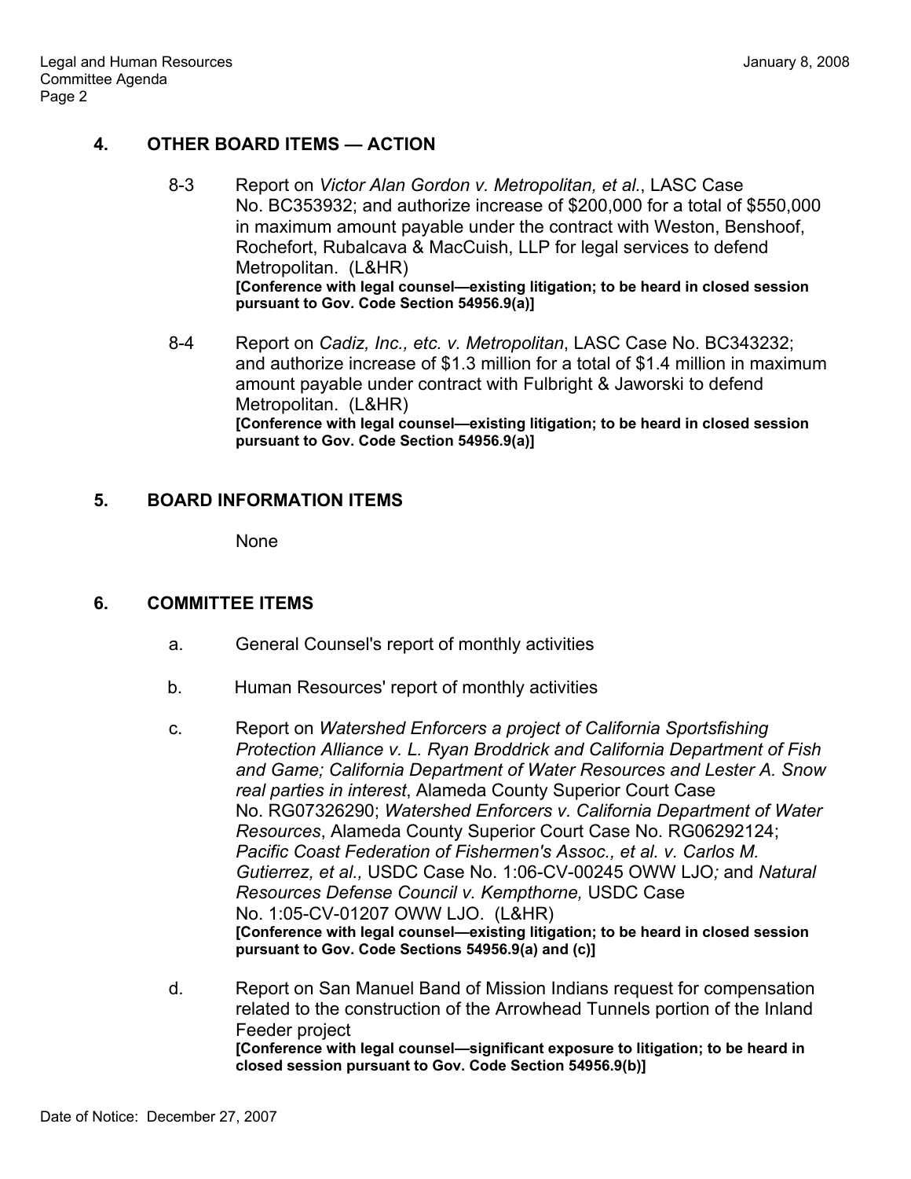## 4. OTHER BOARD ITEMS — ACTION

8-3 Report on *Victor Alan Gordon v. Metropolitan, et al.*, LASC Case No. BC353932; and authorize increase of $200,000 for a total of $550,000 in maximum amount payable under the contract with Weston, Benshoof, Rochefort, Rubalcava & MacCuish, LLP for legal services to defend Metropolitan. (L&HR)
**[Conference with legal counsel—existing litigation; to be heard in closed session pursuant to Gov. Code Section 54956.9(a)]**

8-4 Report on *Cadiz, Inc., etc. v. Metropolitan*, LASC Case No. BC343232; and authorize increase of $1.3 million for a total of $1.4 million in maximum amount payable under contract with Fulbright & Jaworski to defend Metropolitan. (L&HR)
**[Conference with legal counsel—existing litigation; to be heard in closed session pursuant to Gov. Code Section 54956.9(a)]**

## 5. BOARD INFORMATION ITEMS

None

## 6. COMMITTEE ITEMS

a. General Counsel's report of monthly activities

b. Human Resources' report of monthly activities

c. Report on *Watershed Enforcers a project of California Sportsfishing Protection Alliance v. L. Ryan Broddrick and California Department of Fish and Game; California Department of Water Resources and Lester A. Snow real parties in interest*, Alameda County Superior Court Case No. RG07326290; *Watershed Enforcers v. California Department of Water Resources*, Alameda County Superior Court Case No. RG06292124; *Pacific Coast Federation of Fishermen's Assoc., et al. v. Carlos M. Gutierrez, et al.,* USDC Case No. 1:06-CV-00245 OWW LJO*;* and *Natural Resources Defense Council v. Kempthorne,* USDC Case No. 1:05-CV-01207 OWW LJO. (L&HR)
**[Conference with legal counsel—existing litigation; to be heard in closed session pursuant to Gov. Code Sections 54956.9(a) and (c)]**

d. Report on San Manuel Band of Mission Indians request for compensation related to the construction of the Arrowhead Tunnels portion of the Inland Feeder project
**[Conference with legal counsel—significant exposure to litigation; to be heard in closed session pursuant to Gov. Code Section 54956.9(b)]**

Date of Notice: December 27, 2007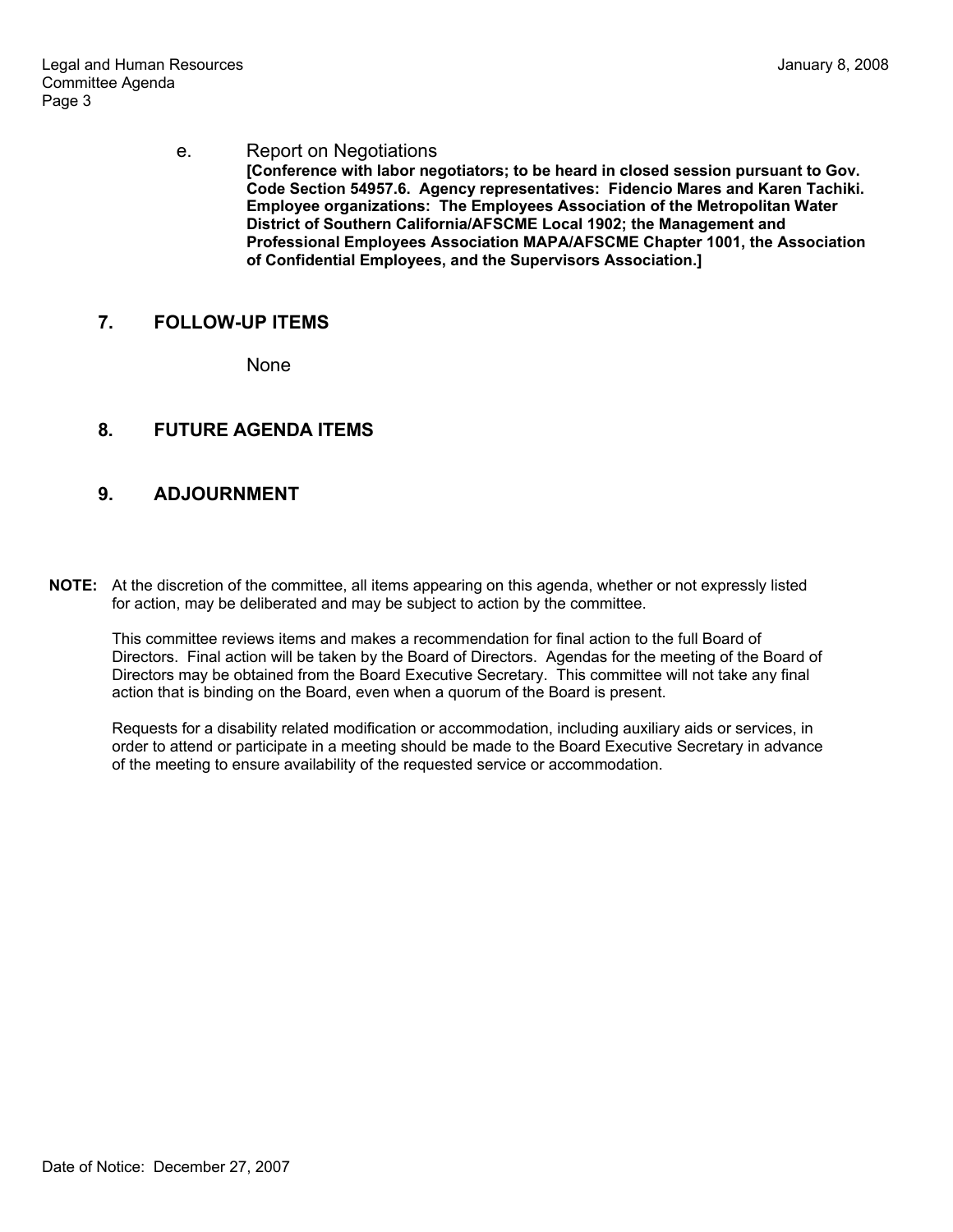e. Report on Negotiations
**[Conference with labor negotiators; to be heard in closed session pursuant to Gov. Code Section 54957.6. Agency representatives: Fidencio Mares and Karen Tachiki. Employee organizations: The Employees Association of the Metropolitan Water District of Southern California/AFSCME Local 1902; the Management and Professional Employees Association MAPA/AFSCME Chapter 1001, the Association of Confidential Employees, and the Supervisors Association.]**

## 7. FOLLOW-UP ITEMS

None

## 8. FUTURE AGENDA ITEMS

## 9. ADJOURNMENT

**NOTE:** At the discretion of the committee, all items appearing on this agenda, whether or not expressly listed for action, may be deliberated and may be subject to action by the committee.

This committee reviews items and makes a recommendation for final action to the full Board of Directors. Final action will be taken by the Board of Directors. Agendas for the meeting of the Board of Directors may be obtained from the Board Executive Secretary. This committee will not take any final action that is binding on the Board, even when a quorum of the Board is present.

Requests for a disability related modification or accommodation, including auxiliary aids or services, in order to attend or participate in a meeting should be made to the Board Executive Secretary in advance of the meeting to ensure availability of the requested service or accommodation.

Date of Notice: December 27, 2007